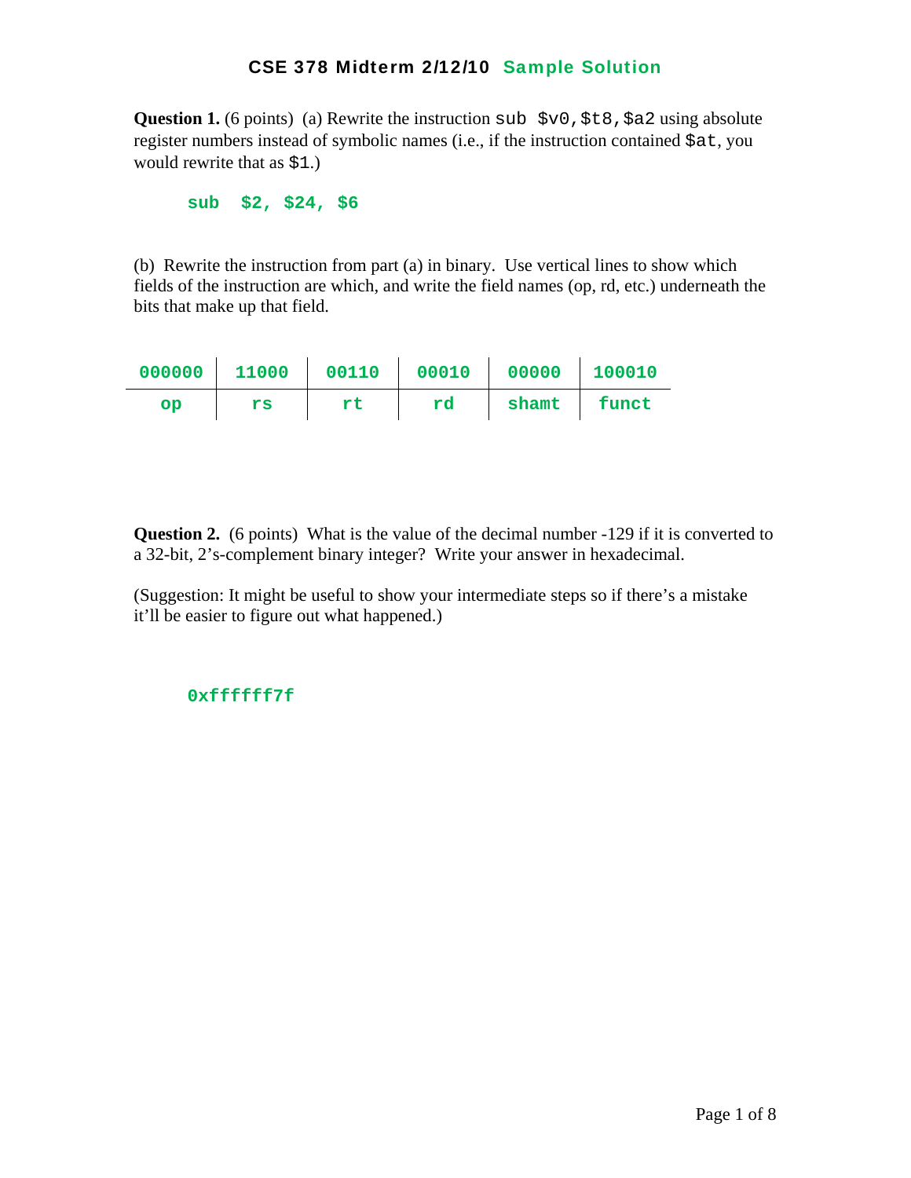# CSE 378 Midterm 2/12/10 Sample Solution

**Question 1.** (6 points) (a) Rewrite the instruction `sub $v0,$t8,$a2` using absolute register numbers instead of symbolic names (i.e., if the instruction contained `$at`, you would rewrite that as `$1`.)

```
sub  $2, $24, $6
```

(b) Rewrite the instruction from part (a) in binary. Use vertical lines to show which fields of the instruction are which, and write the field names (op, rd, etc.) underneath the bits that make up that field.

| 000000 | 11000 | 00110 | 00010 | 00000 | 100010 |
|---|---|---|---|---|---|
| op | rs | rt | rd | shamt | funct |

**Question 2.** (6 points) What is the value of the decimal number -129 if it is converted to a 32-bit, 2's-complement binary integer? Write your answer in hexadecimal.

(Suggestion: It might be useful to show your intermediate steps so if there's a mistake it'll be easier to figure out what happened.)

```
0xffffff7f
```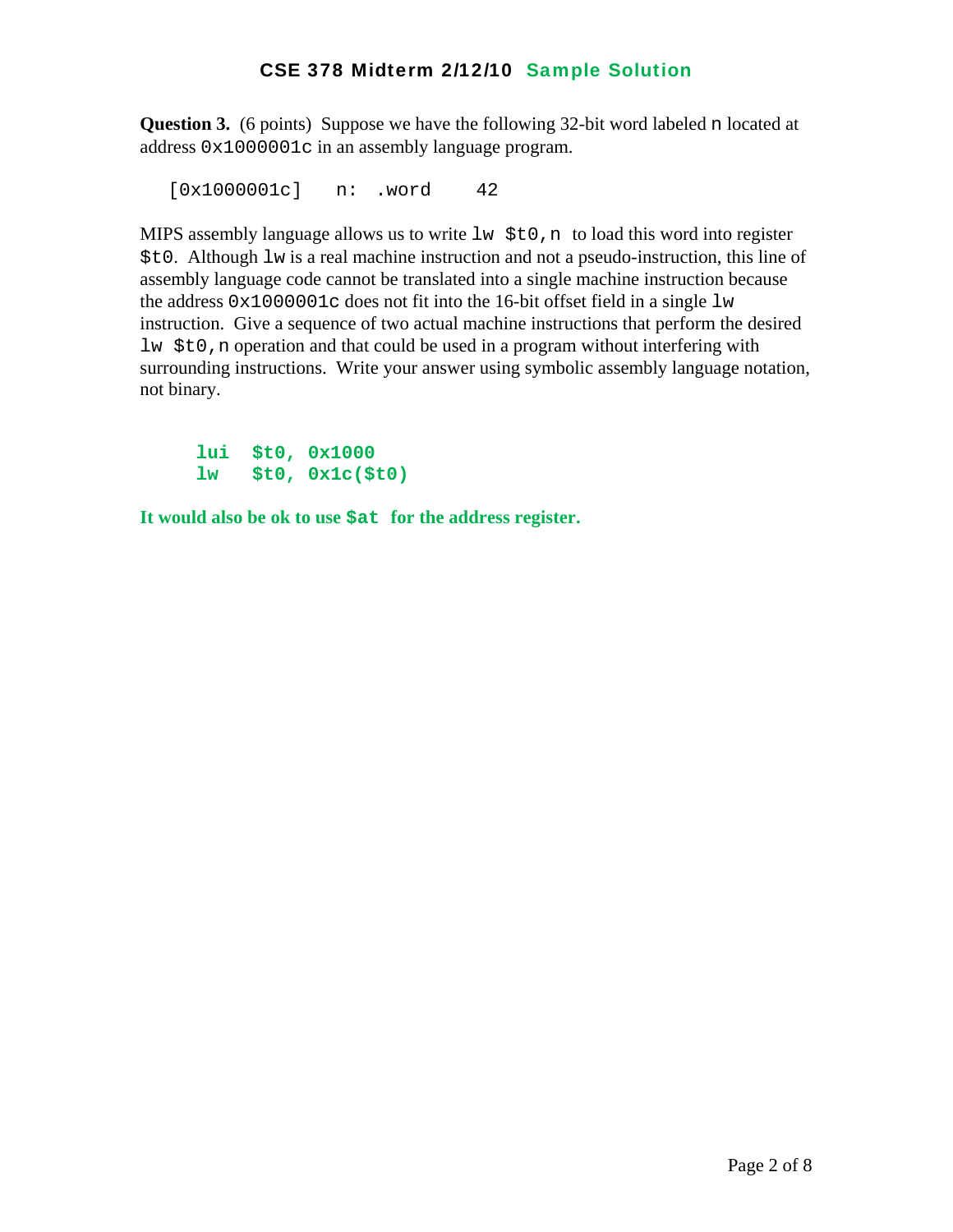**Question 3.** (6 points) Suppose we have the following 32-bit word labeled `n` located at address `0x1000001c` in an assembly language program.

```
[0x1000001c]   n: .word    42
```

MIPS assembly language allows us to write `lw $t0,n` to load this word into register `$t0`. Although `lw` is a real machine instruction and not a pseudo-instruction, this line of assembly language code cannot be translated into a single machine instruction because the address `0x1000001c` does not fit into the 16-bit offset field in a single `lw` instruction. Give a sequence of two actual machine instructions that perform the desired `lw $t0,n` operation and that could be used in a program without interfering with surrounding instructions. Write your answer using symbolic assembly language notation, not binary.

```
lui  $t0, 0x1000
lw   $t0, 0x1c($t0)
```

**It would also be ok to use `$at` for the address register.**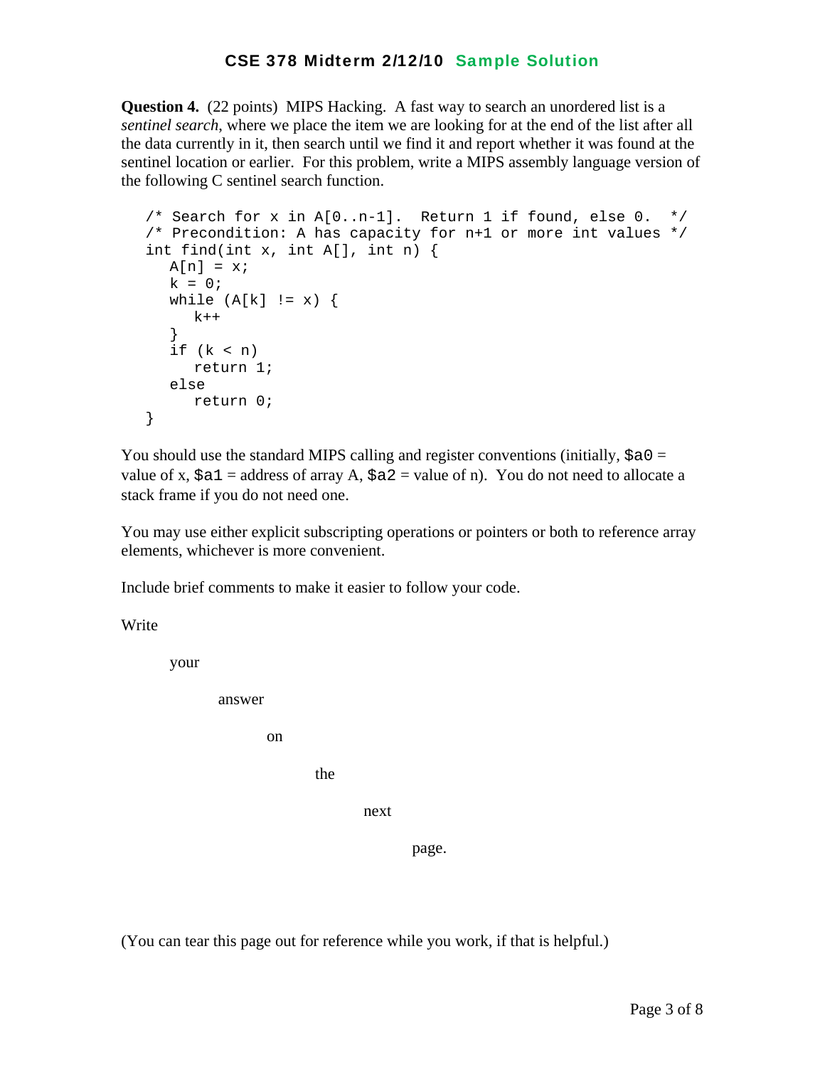# CSE 378 Midterm 2/12/10 Sample Solution

**Question 4.** (22 points) MIPS Hacking. A fast way to search an unordered list is a *sentinel search*, where we place the item we are looking for at the end of the list after all the data currently in it, then search until we find it and report whether it was found at the sentinel location or earlier. For this problem, write a MIPS assembly language version of the following C sentinel search function.

```
/* Search for x in A[0..n-1].  Return 1 if found, else 0.  */
/* Precondition: A has capacity for n+1 or more int values */
int find(int x, int A[], int n) {
   A[n] = x;
   k = 0;
   while (A[k] != x) {
      k++
   }
   if (k < n)
      return 1;
   else
      return 0;
}
```

You should use the standard MIPS calling and register conventions (initially, `$a0` = value of x, `$a1` = address of array A, `$a2` = value of n). You do not need to allocate a stack frame if you do not need one.

You may use either explicit subscripting operations or pointers or both to reference array elements, whichever is more convenient.

Include brief comments to make it easier to follow your code.

Write

your

answer

on

the

next

page.

(You can tear this page out for reference while you work, if that is helpful.)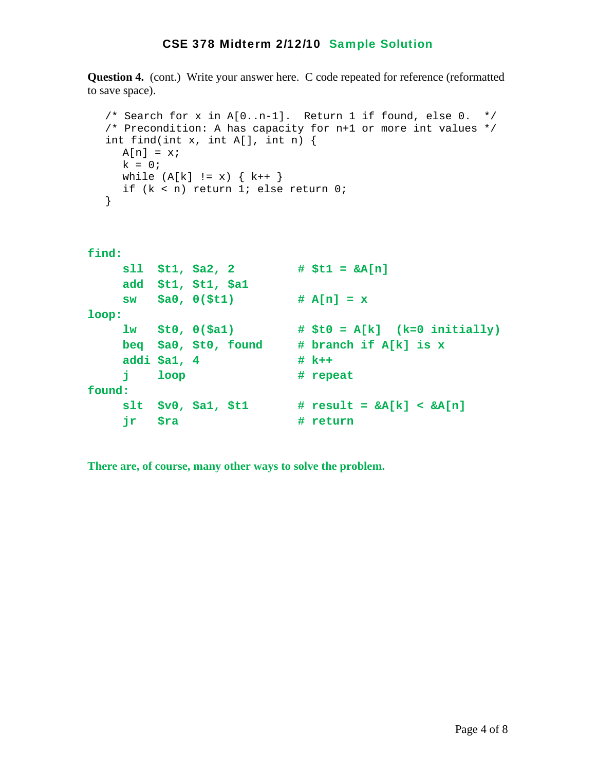# CSE 378 Midterm 2/12/10 Sample Solution

**Question 4.** (cont.) Write your answer here. C code repeated for reference (reformatted to save space).

```
/* Search for x in A[0..n-1].  Return 1 if found, else 0.  */
/* Precondition: A has capacity for n+1 or more int values */
int find(int x, int A[], int n) {
   A[n] = x;
   k = 0;
   while (A[k] != x) { k++ }
   if (k < n) return 1; else return 0;
}
```

```
find:
     sll  $t1, $a2, 2          # $t1 = &A[n]
     add  $t1, $t1, $a1
     sw   $a0, 0($t1)          # A[n] = x
loop:
     lw   $t0, 0($a1)          # $t0 = A[k]  (k=0 initially)
     beq  $a0, $t0, found      # branch if A[k] is x
     addi $a1, 4               # k++
     j    loop                 # repeat
found:
     slt  $v0, $a1, $t1        # result = &A[k] < &A[n]
     jr   $ra                  # return
```

**There are, of course, many other ways to solve the problem.**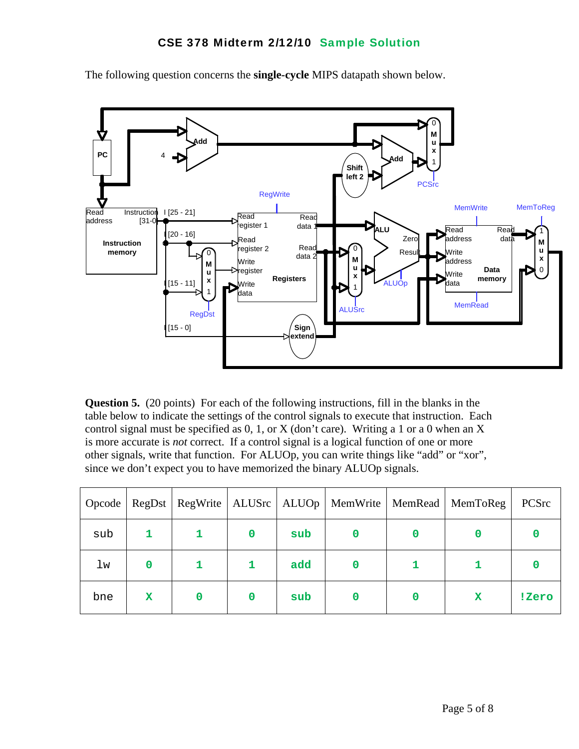## CSE 378 Midterm 2/12/10 Sample Solution

The following question concerns the **single-cycle** MIPS datapath shown below.

**Question 5.** (20 points) For each of the following instructions, fill in the blanks in the table below to indicate the settings of the control signals to execute that instruction. Each control signal must be specified as 0, 1, or X (don't care). Writing a 1 or a 0 when an X is more accurate is *not* correct. If a control signal is a logical function of one or more other signals, write that function. For ALUOp, you can write things like "add" or "xor", since we don't expect you to have memorized the binary ALUOp signals.

| Opcode | RegDst | RegWrite | ALUSrc | ALUOp | MemWrite | MemRead | MemToReg | PCSrc |
|---|---|---|---|---|---|---|---|---|
| sub | 1 | 1 | 0 | sub | 0 | 0 | 0 | 0 |
| lw | 0 | 1 | 1 | add | 0 | 1 | 1 | 0 |
| bne | X | 0 | 0 | sub | 0 | 0 | X | !Zero |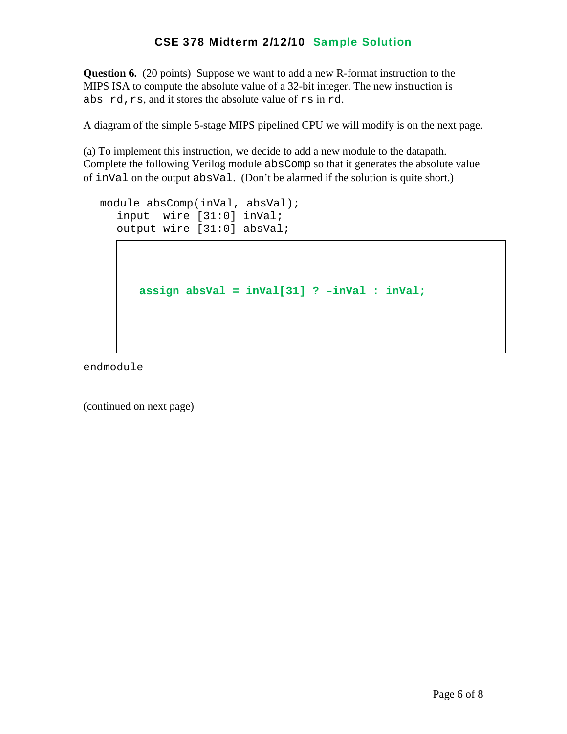**Question 6.** (20 points) Suppose we want to add a new R-format instruction to the MIPS ISA to compute the absolute value of a 32-bit integer. The new instruction is `abs rd,rs`, and it stores the absolute value of `rs` in `rd`.

A diagram of the simple 5-stage MIPS pipelined CPU we will modify is on the next page.

(a) To implement this instruction, we decide to add a new module to the datapath. Complete the following Verilog module `absComp` so that it generates the absolute value of `inVal` on the output `absVal`. (Don't be alarmed if the solution is quite short.)

```
module absComp(inVal, absVal);
   input  wire [31:0] inVal;
   output wire [31:0] absVal;

      assign absVal = inVal[31] ? –inVal : inVal;

endmodule
```

(continued on next page)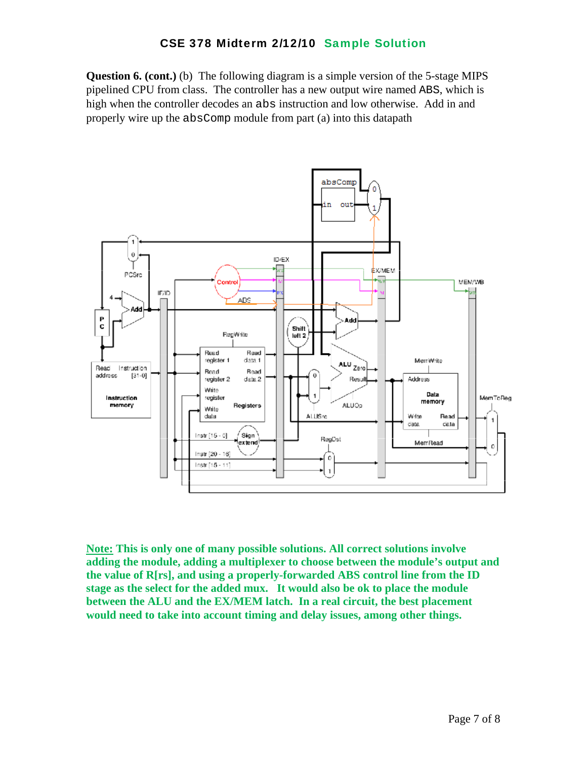**Question 6. (cont.)** (b) The following diagram is a simple version of the 5-stage MIPS pipelined CPU from class. The controller has a new output wire named ABS, which is high when the controller decodes an `abs` instruction and low otherwise. Add in and properly wire up the `absComp` module from part (a) into this datapath

**Note:** **This is only one of many possible solutions. All correct solutions involve adding the module, adding a multiplexer to choose between the module's output and the value of R[rs], and using a properly-forwarded ABS control line from the ID stage as the select for the added mux. It would also be ok to place the module between the ALU and the EX/MEM latch. In a real circuit, the best placement would need to take into account timing and delay issues, among other things.**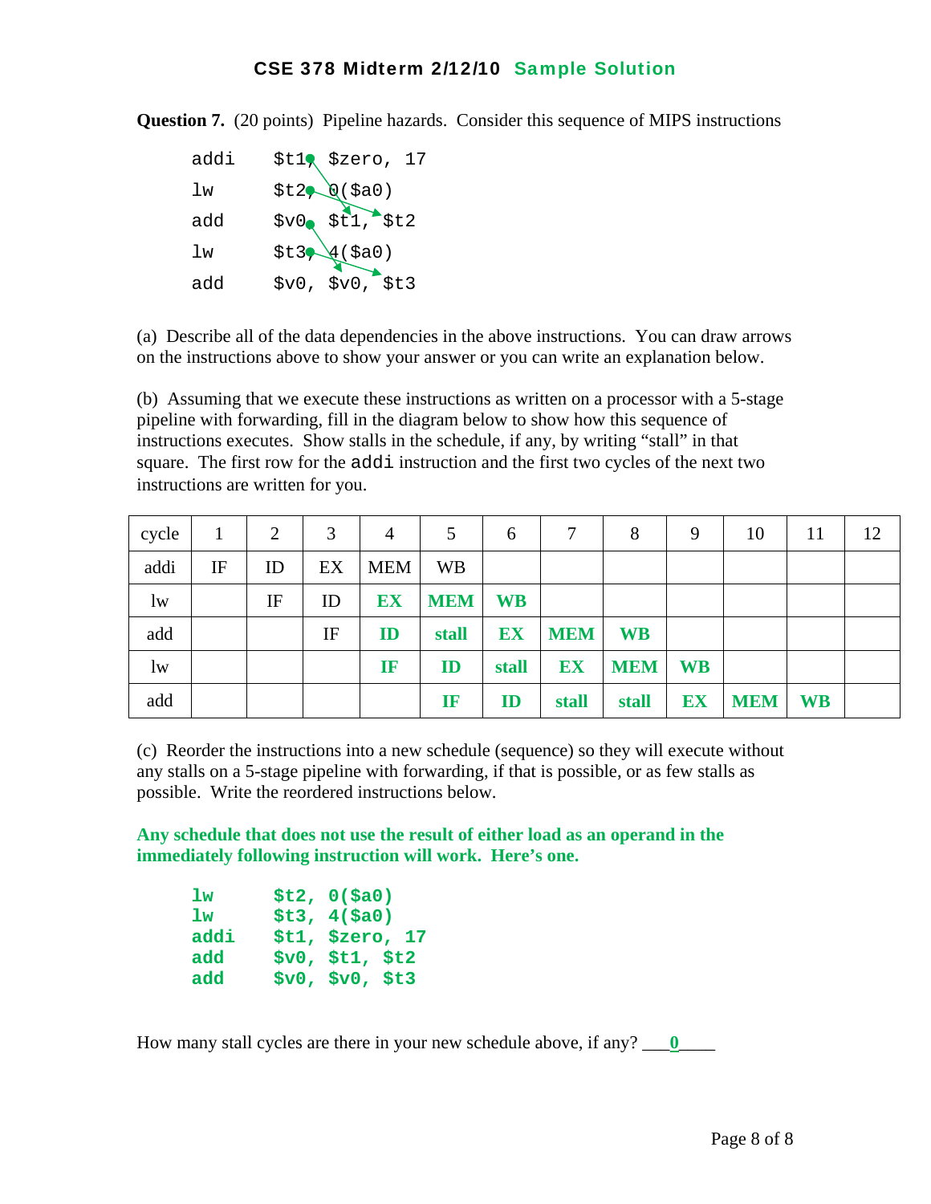**CSE 378 Midterm 2/12/10 Sample Solution**

**Question 7.** (20 points) Pipeline hazards. Consider this sequence of MIPS instructions

```
addi    $t1, $zero, 17
lw      $t2, 0($a0)
add     $v0, $t1, $t2
lw      $t3, 4($a0)
add     $v0, $v0, $t3
```

(a) Describe all of the data dependencies in the above instructions. You can draw arrows on the instructions above to show your answer or you can write an explanation below.

(b) Assuming that we execute these instructions as written on a processor with a 5-stage pipeline with forwarding, fill in the diagram below to show how this sequence of instructions executes. Show stalls in the schedule, if any, by writing "stall" in that square. The first row for the `addi` instruction and the first two cycles of the next two instructions are written for you.

| cycle | 1 | 2 | 3 | 4 | 5 | 6 | 7 | 8 | 9 | 10 | 11 | 12 |
|---|---|---|---|---|---|---|---|---|---|---|---|---|
| addi | IF | ID | EX | MEM | WB | | | | | | | |
| lw | | IF | ID | **EX** | **MEM** | **WB** | | | | | | |
| add | | | IF | **ID** | **stall** | **EX** | **MEM** | **WB** | | | | |
| lw | | | | **IF** | **ID** | **stall** | **EX** | **MEM** | **WB** | | | |
| add | | | | | **IF** | **ID** | **stall** | **stall** | **EX** | **MEM** | **WB** | |

(c) Reorder the instructions into a new schedule (sequence) so they will execute without any stalls on a 5-stage pipeline with forwarding, if that is possible, or as few stalls as possible. Write the reordered instructions below.

**Any schedule that does not use the result of either load as an operand in the immediately following instruction will work. Here's one.**

```
lw      $t2, 0($a0)
lw      $t3, 4($a0)
addi    $t1, $zero, 17
add     $v0, $t1, $t2
add     $v0, $v0, $t3
```

How many stall cycles are there in your new schedule above, if any? ___**0**____